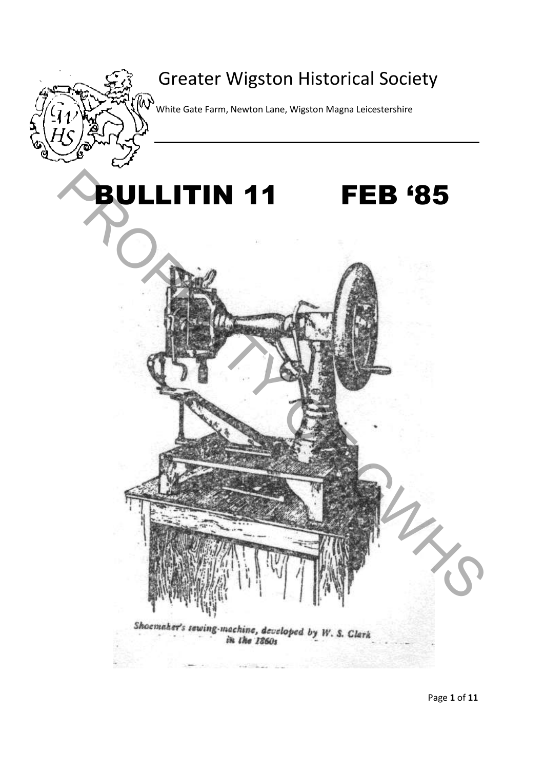# Greater Wigston Historical Society

White Gate Farm, Newton Lane, Wigston Magna Leicestershire

# BULLITIN 11 FEB '85

*Shoemaker's sewing-machine, developed by W. S. Clark in the 1860s*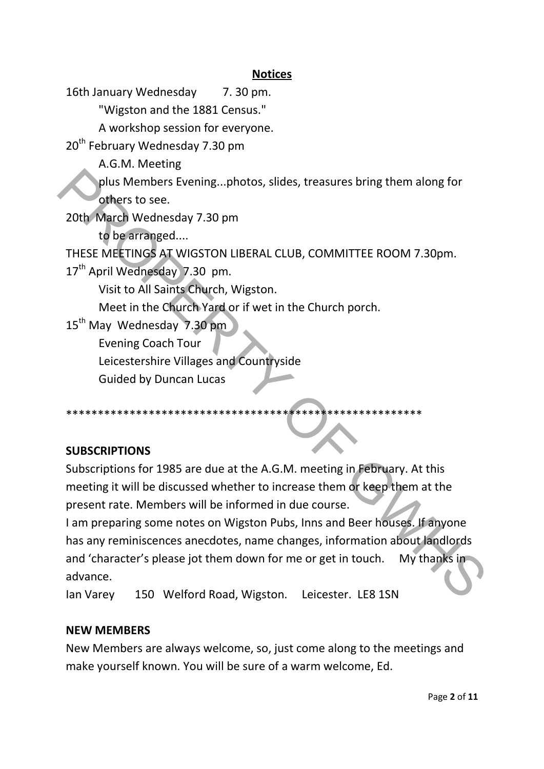## Notices

16th January Wednesday 7. 30 pm.

"Wigston and the 1881 Census."

A workshop session for everyone.

20th February Wednesday 7.30 pm

A.G.M. Meeting

plus Members Evening...photos, slides, treasures bring them along for others to see.

20th March Wednesday 7.30 pm

to be arranged....

THESE MEETINGS AT WIGSTON LIBERAL CLUB, COMMITTEE ROOM 7.30pm.

17th April Wednesday 7.30 pm.

Visit to All Saints Church, Wigston.

Meet in the Church Yard or if wet in the Church porch.

15th May Wednesday 7.30 pm

Evening Coach Tour

Leicestershire Villages and Countryside

Guided by Duncan Lucas

*******************************************************

**SUBSCRIPTIONS**

Subscriptions for 1985 are due at the A.G.M. meeting in February. At this meeting it will be discussed whether to increase them or keep them at the present rate. Members will be informed in due course.

I am preparing some notes on Wigston Pubs, Inns and Beer houses. If anyone has any reminiscences anecdotes, name changes, information about landlords and 'character's please jot them down for me or get in touch. My thanks in advance.

Ian Varey 150 Welford Road, Wigston. Leicester. LE8 1SN

**NEW MEMBERS**

New Members are always welcome, so, just come along to the meetings and make yourself known. You will be sure of a warm welcome, Ed.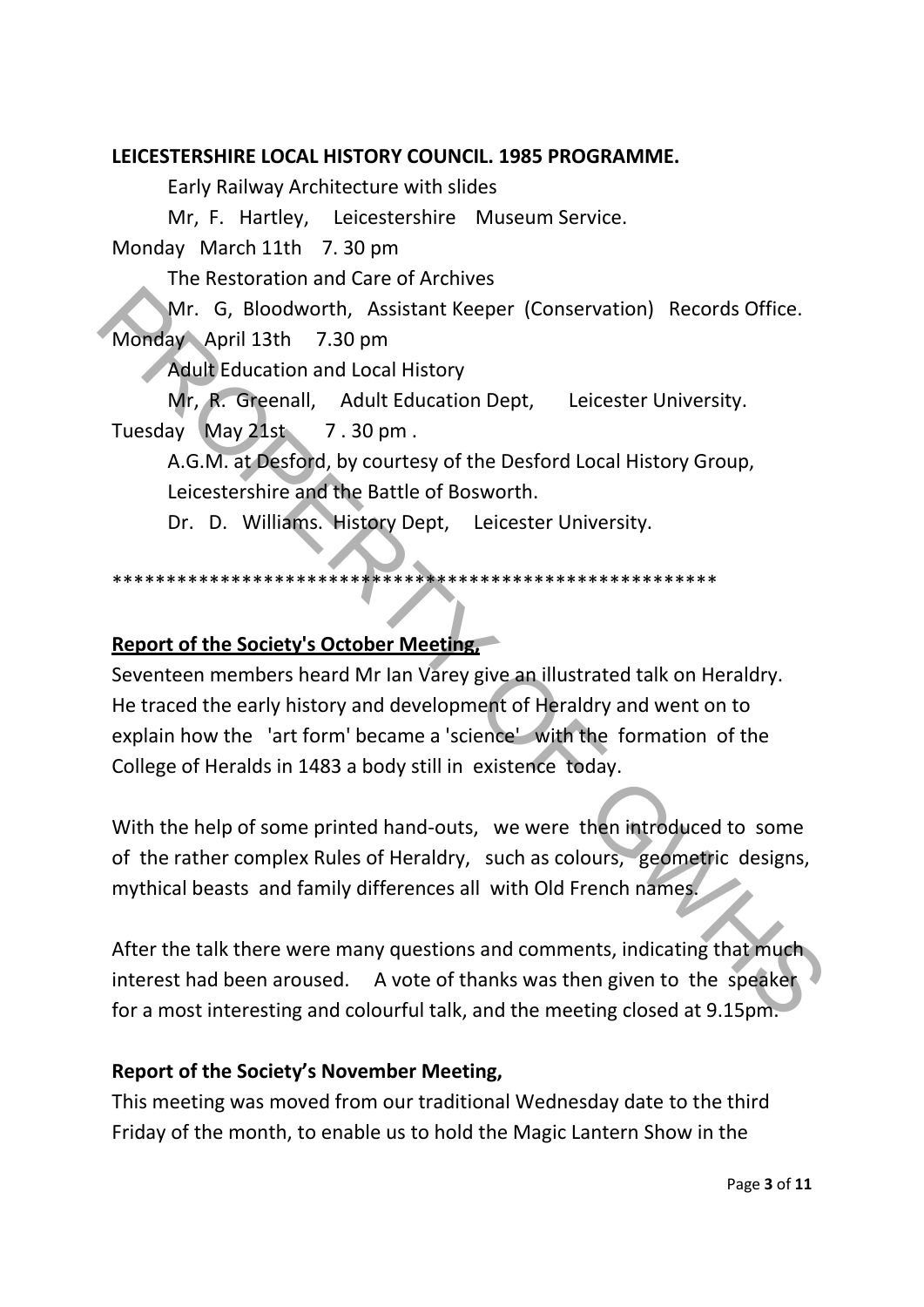**LEICESTERSHIRE LOCAL HISTORY COUNCIL. 1985 PROGRAMME.**

Early Railway Architecture with slides

Mr, F. Hartley, Leicestershire Museum Service.

Monday March 11th 7. 30 pm

The Restoration and Care of Archives

Mr. G, Bloodworth, Assistant Keeper (Conservation) Records Office.

Monday April 13th 7.30 pm

Adult Education and Local History

Mr, R. Greenall, Adult Education Dept, Leicester University.

Tuesday May 21st 7 . 30 pm .

A.G.M. at Desford, by courtesy of the Desford Local History Group, Leicestershire and the Battle of Bosworth.

Dr. D. Williams. History Dept, Leicester University.

*******************************************************

**Report of the Society's October Meeting,**

Seventeen members heard Mr Ian Varey give an illustrated talk on Heraldry. He traced the early history and development of Heraldry and went on to explain how the 'art form' became a 'science' with the formation of the College of Heralds in 1483 a body still in existence today.

With the help of some printed hand-outs, we were then introduced to some of the rather complex Rules of Heraldry, such as colours, geometric designs, mythical beasts and family differences all with Old French names.

After the talk there were many questions and comments, indicating that much interest had been aroused. A vote of thanks was then given to the speaker for a most interesting and colourful talk, and the meeting closed at 9.15pm.

**Report of the Society's November Meeting,**

This meeting was moved from our traditional Wednesday date to the third Friday of the month, to enable us to hold the Magic Lantern Show in the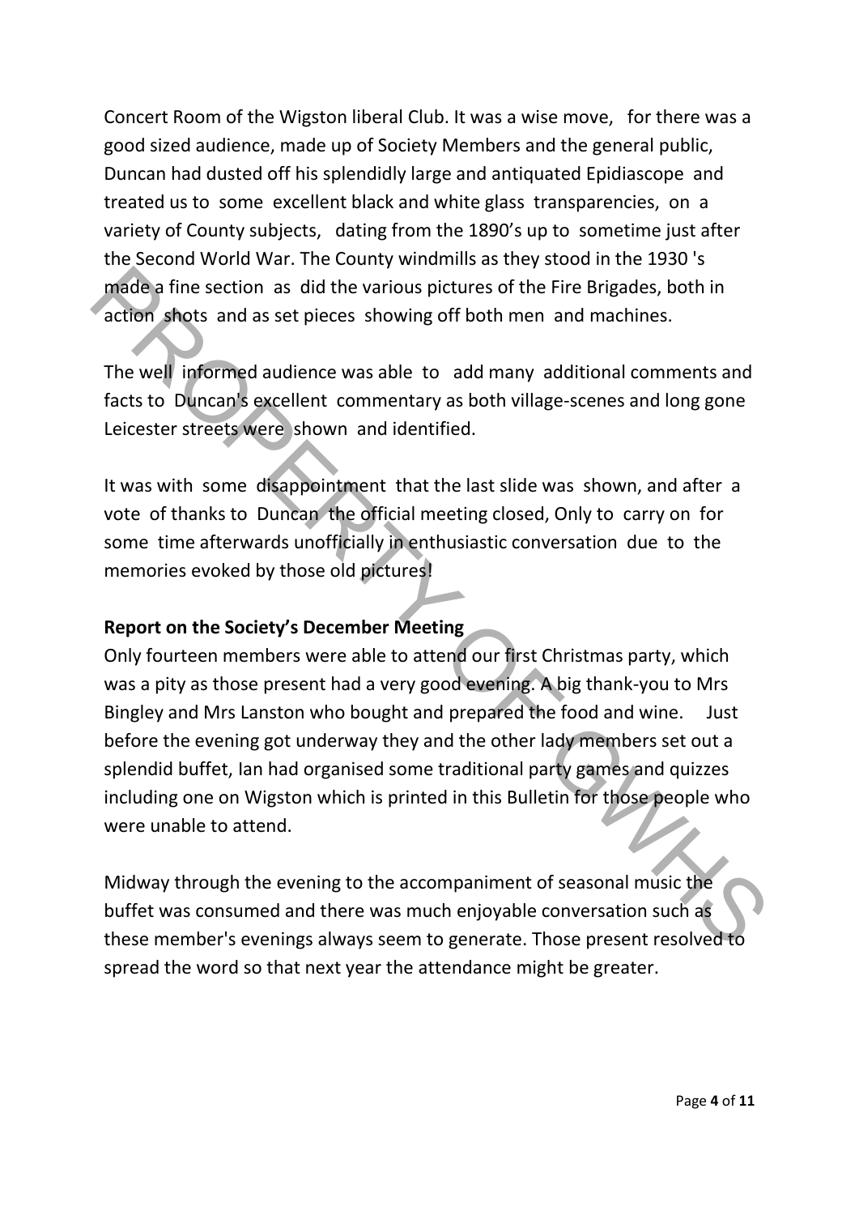Concert Room of the Wigston liberal Club. It was a wise move, for there was a good sized audience, made up of Society Members and the general public, Duncan had dusted off his splendidly large and antiquated Epidiascope and treated us to some excellent black and white glass transparencies, on a variety of County subjects, dating from the 1890's up to sometime just after the Second World War. The County windmills as they stood in the 1930 's made a fine section as did the various pictures of the Fire Brigades, both in action shots and as set pieces showing off both men and machines.

The well informed audience was able to add many additional comments and facts to Duncan's excellent commentary as both village-scenes and long gone Leicester streets were shown and identified.

It was with some disappointment that the last slide was shown, and after a vote of thanks to Duncan the official meeting closed, Only to carry on for some time afterwards unofficially in enthusiastic conversation due to the memories evoked by those old pictures!

**Report on the Society's December Meeting**

Only fourteen members were able to attend our first Christmas party, which was a pity as those present had a very good evening. A big thank-you to Mrs Bingley and Mrs Lanston who bought and prepared the food and wine. Just before the evening got underway they and the other lady members set out a splendid buffet, Ian had organised some traditional party games and quizzes including one on Wigston which is printed in this Bulletin for those people who were unable to attend.

Midway through the evening to the accompaniment of seasonal music the buffet was consumed and there was much enjoyable conversation such as these member's evenings always seem to generate. Those present resolved to spread the word so that next year the attendance might be greater.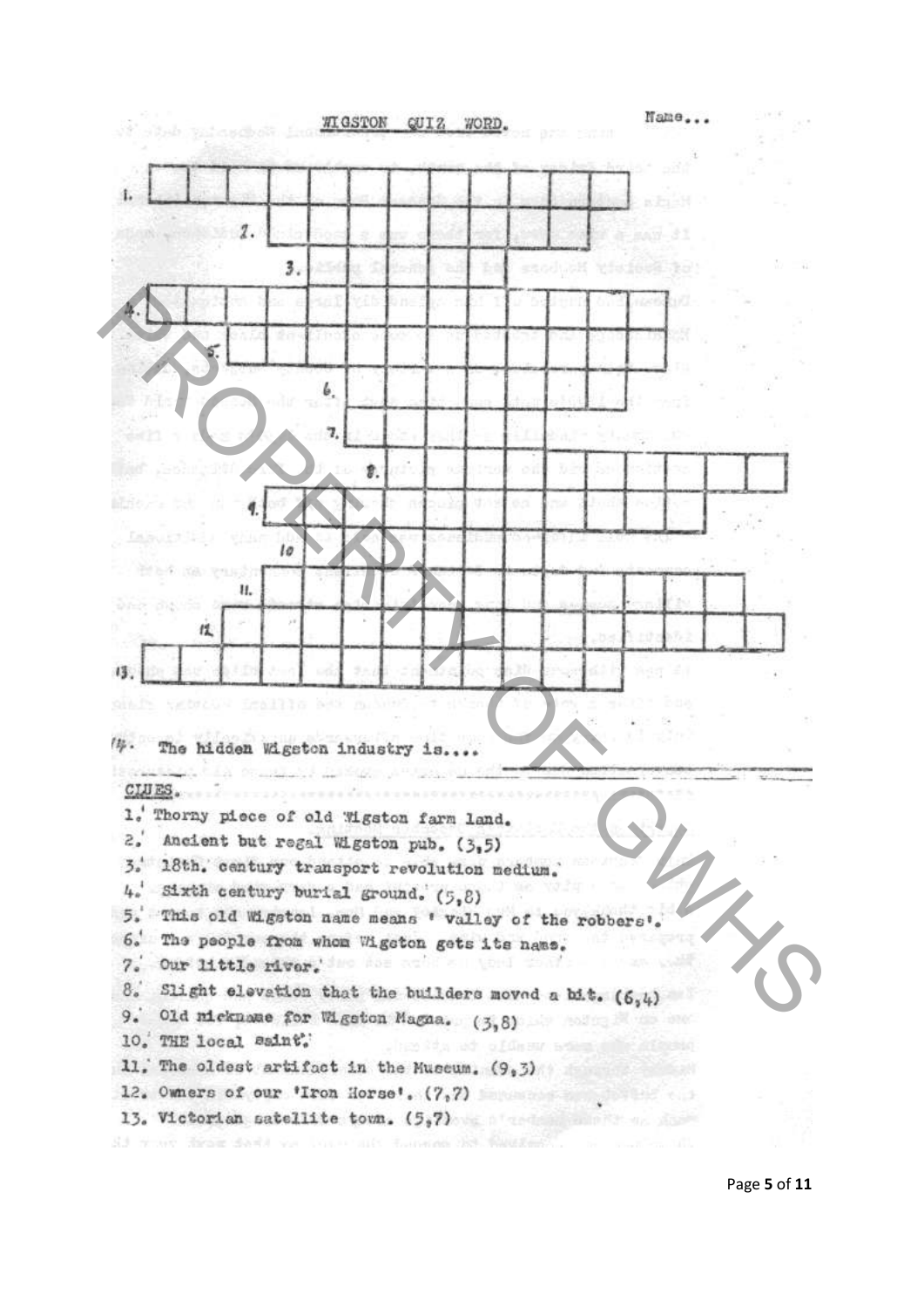# WIGSTON QUIZ WORD.

Name...

14. The hidden Wigston industry is....

CLUES.

1. Thorny piece of old Wigston farm land.
2. Ancient but regal Wigston pub. (3,5)
3. 18th. century transport revolution medium.
4. Sixth century burial ground. (5,8)
5. This old Wigston name means ' valley of the robbers'.
6. The people from whom Wigston gets its name.
7. Our little river.
8. Slight elevation that the builders moved a bit. (6,4)
9. Old nickname for Wigston Magna. (3,8)
10. THE local saint.
11. The oldest artifact in the Museum. (9,3)
12. Owners of our 'Iron Horse'. (7,7)
13. Victorian satellite town. (5,7)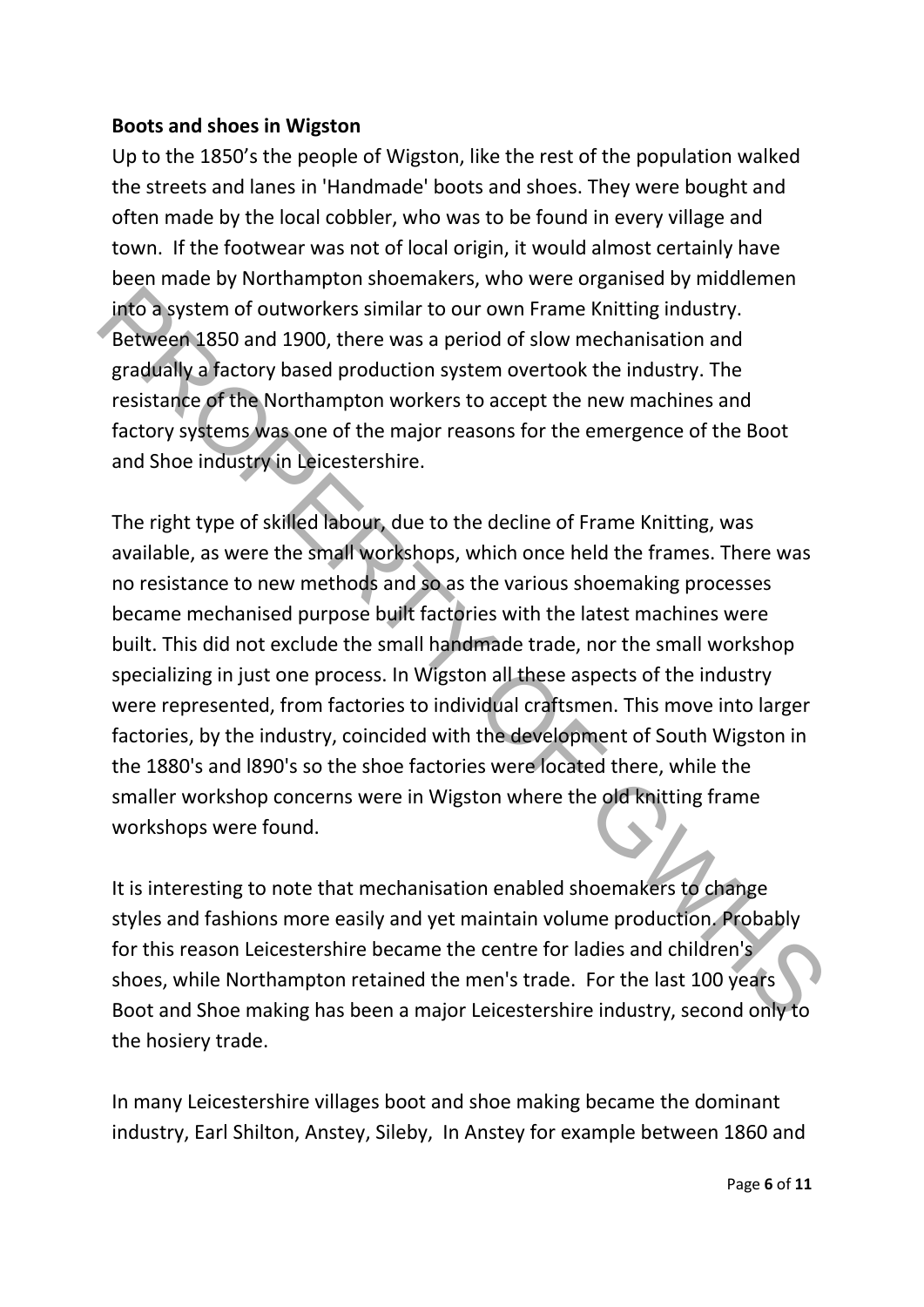**Boots and shoes in Wigston**

Up to the 1850's the people of Wigston, like the rest of the population walked the streets and lanes in 'Handmade' boots and shoes. They were bought and often made by the local cobbler, who was to be found in every village and town. If the footwear was not of local origin, it would almost certainly have been made by Northampton shoemakers, who were organised by middlemen into a system of outworkers similar to our own Frame Knitting industry. Between 1850 and 1900, there was a period of slow mechanisation and gradually a factory based production system overtook the industry. The resistance of the Northampton workers to accept the new machines and factory systems was one of the major reasons for the emergence of the Boot and Shoe industry in Leicestershire.

The right type of skilled labour, due to the decline of Frame Knitting, was available, as were the small workshops, which once held the frames. There was no resistance to new methods and so as the various shoemaking processes became mechanised purpose built factories with the latest machines were built. This did not exclude the small handmade trade, nor the small workshop specializing in just one process. In Wigston all these aspects of the industry were represented, from factories to individual craftsmen. This move into larger factories, by the industry, coincided with the development of South Wigston in the 1880's and l890's so the shoe factories were located there, while the smaller workshop concerns were in Wigston where the old knitting frame workshops were found.

It is interesting to note that mechanisation enabled shoemakers to change styles and fashions more easily and yet maintain volume production. Probably for this reason Leicestershire became the centre for ladies and children's shoes, while Northampton retained the men's trade. For the last 100 years Boot and Shoe making has been a major Leicestershire industry, second only to the hosiery trade.

In many Leicestershire villages boot and shoe making became the dominant industry, Earl Shilton, Anstey, Sileby, In Anstey for example between 1860 and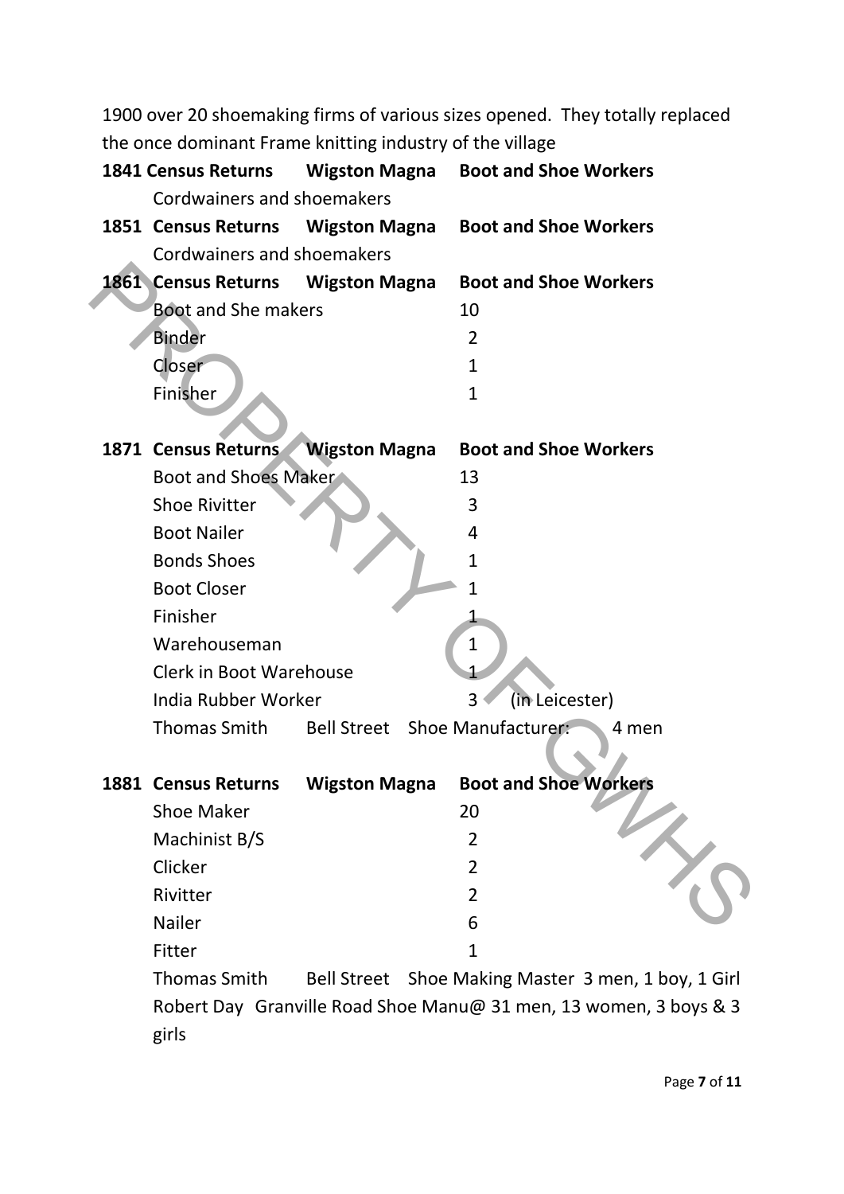1900 over 20 shoemaking firms of various sizes opened. They totally replaced the once dominant Frame knitting industry of the village

**1841 Census Returns Wigston Magna Boot and Shoe Workers**

Cordwainers and shoemakers

**1851 Census Returns Wigston Magna Boot and Shoe Workers**

Cordwainers and shoemakers

**1861 Census Returns Wigston Magna Boot and Shoe Workers**

| | |
|---|---|
| Boot and She makers | 10 |
| Binder | 2 |
| Closer | 1 |
| Finisher | 1 |

**1871 Census Returns Wigston Magna Boot and Shoe Workers**

| | |
|---|---|
| Boot and Shoes Maker | 13 |
| Shoe Rivitter | 3 |
| Boot Nailer | 4 |
| Bonds Shoes | 1 |
| Boot Closer | 1 |
| Finisher | 1 |
| Warehouseman | 1 |
| Clerk in Boot Warehouse | 1 |
| India Rubber Worker | 3 (in Leicester) |

Thomas Smith Bell Street Shoe Manufacturer: 4 men

**1881 Census Returns Wigston Magna Boot and Shoe Workers**

| | |
|---|---|
| Shoe Maker | 20 |
| Machinist B/S | 2 |
| Clicker | 2 |
| Rivitter | 2 |
| Nailer | 6 |
| Fitter | 1 |

Thomas Smith Bell Street Shoe Making Master 3 men, 1 boy, 1 Girl

Robert Day Granville Road Shoe Manu@ 31 men, 13 women, 3 boys & 3 girls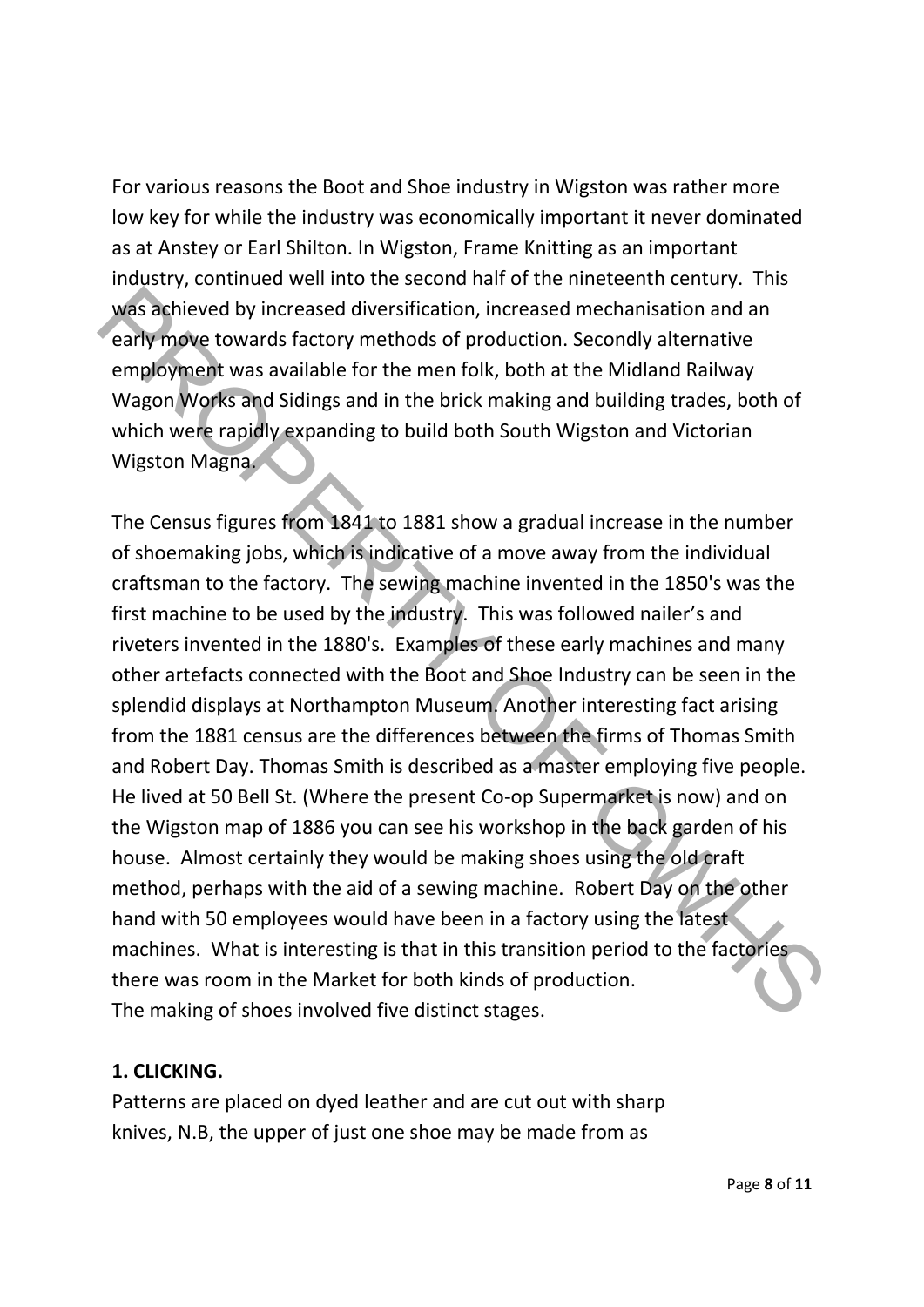For various reasons the Boot and Shoe industry in Wigston was rather more low key for while the industry was economically important it never dominated as at Anstey or Earl Shilton. In Wigston, Frame Knitting as an important industry, continued well into the second half of the nineteenth century. This was achieved by increased diversification, increased mechanisation and an early move towards factory methods of production. Secondly alternative employment was available for the men folk, both at the Midland Railway Wagon Works and Sidings and in the brick making and building trades, both of which were rapidly expanding to build both South Wigston and Victorian Wigston Magna.

The Census figures from 1841 to 1881 show a gradual increase in the number of shoemaking jobs, which is indicative of a move away from the individual craftsman to the factory. The sewing machine invented in the 1850's was the first machine to be used by the industry. This was followed nailer's and riveters invented in the 1880's. Examples of these early machines and many other artefacts connected with the Boot and Shoe Industry can be seen in the splendid displays at Northampton Museum. Another interesting fact arising from the 1881 census are the differences between the firms of Thomas Smith and Robert Day. Thomas Smith is described as a master employing five people. He lived at 50 Bell St. (Where the present Co-op Supermarket is now) and on the Wigston map of 1886 you can see his workshop in the back garden of his house. Almost certainly they would be making shoes using the old craft method, perhaps with the aid of a sewing machine. Robert Day on the other hand with 50 employees would have been in a factory using the latest machines. What is interesting is that in this transition period to the factories there was room in the Market for both kinds of production.
The making of shoes involved five distinct stages.

**1. CLICKING.**
Patterns are placed on dyed leather and are cut out with sharp knives, N.B, the upper of just one shoe may be made from as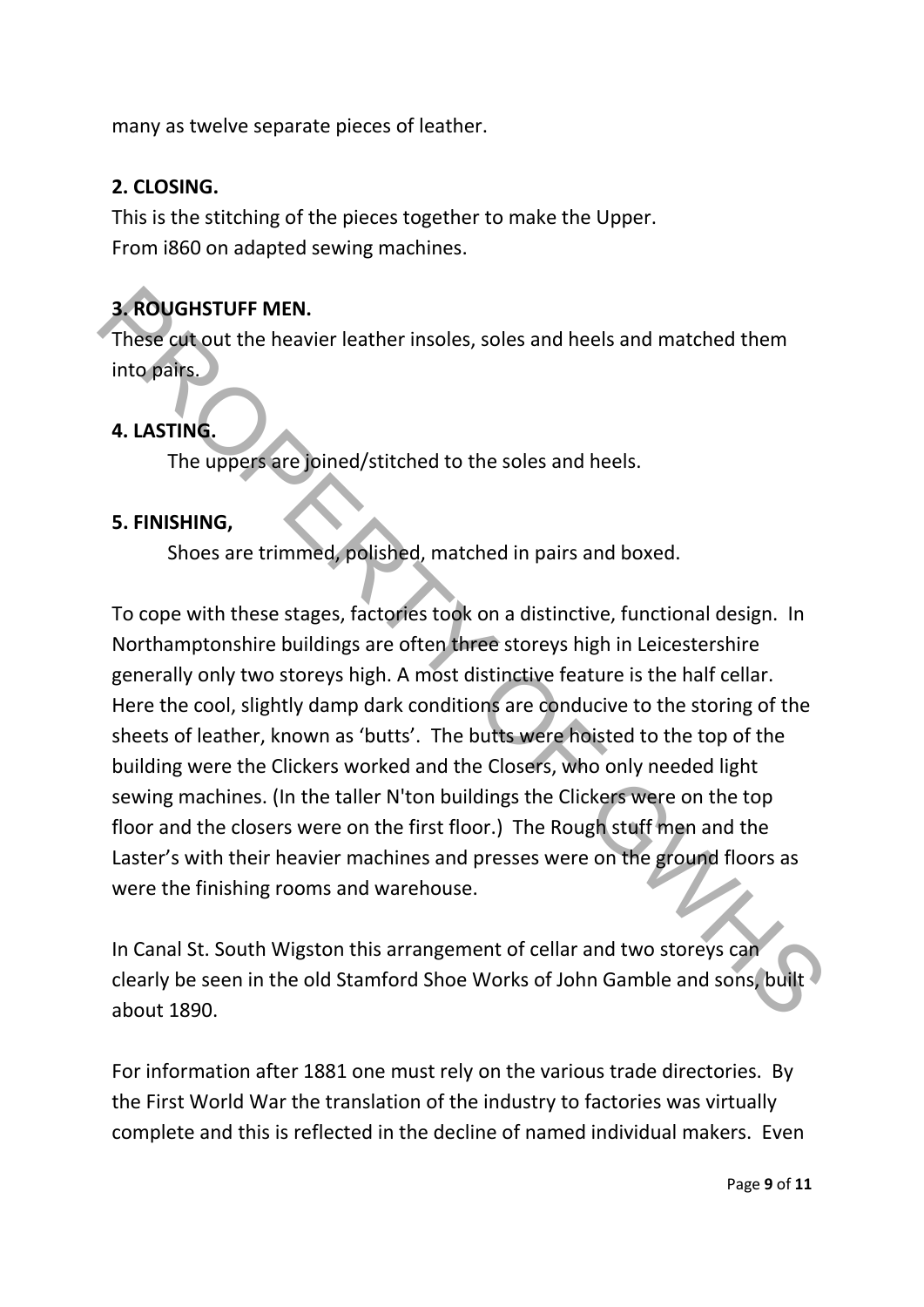many as twelve separate pieces of leather.

**2. CLOSING.**

This is the stitching of the pieces together to make the Upper.
From i860 on adapted sewing machines.

**3. ROUGHSTUFF MEN.**

These cut out the heavier leather insoles, soles and heels and matched them into pairs.

**4. LASTING.**

The uppers are joined/stitched to the soles and heels.

**5. FINISHING,**

Shoes are trimmed, polished, matched in pairs and boxed.

To cope with these stages, factories took on a distinctive, functional design. In Northamptonshire buildings are often three storeys high in Leicestershire generally only two storeys high. A most distinctive feature is the half cellar. Here the cool, slightly damp dark conditions are conducive to the storing of the sheets of leather, known as 'butts'. The butts were hoisted to the top of the building were the Clickers worked and the Closers, who only needed light sewing machines. (In the taller N'ton buildings the Clickers were on the top floor and the closers were on the first floor.) The Rough stuff men and the Laster's with their heavier machines and presses were on the ground floors as were the finishing rooms and warehouse.

In Canal St. South Wigston this arrangement of cellar and two storeys can clearly be seen in the old Stamford Shoe Works of John Gamble and sons, built about 1890.

For information after 1881 one must rely on the various trade directories. By the First World War the translation of the industry to factories was virtually complete and this is reflected in the decline of named individual makers. Even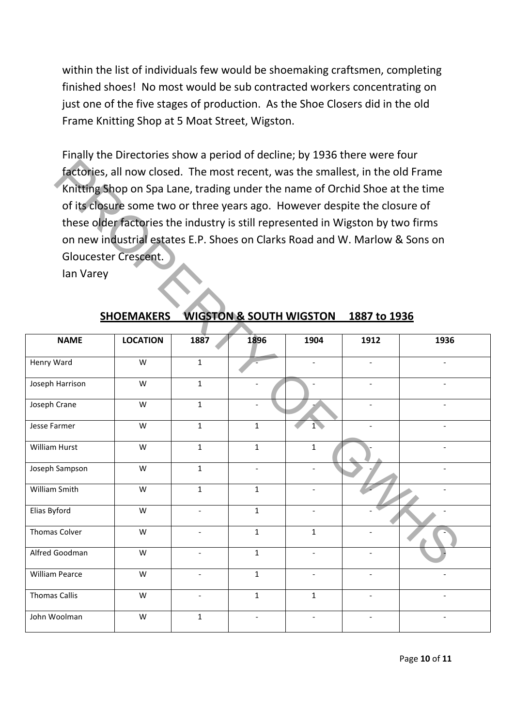within the list of individuals few would be shoemaking craftsmen, completing finished shoes! No most would be sub contracted workers concentrating on just one of the five stages of production. As the Shoe Closers did in the old Frame Knitting Shop at 5 Moat Street, Wigston.

Finally the Directories show a period of decline; by 1936 there were four factories, all now closed. The most recent, was the smallest, in the old Frame Knitting Shop on Spa Lane, trading under the name of Orchid Shoe at the time of its closure some two or three years ago. However despite the closure of these older factories the industry is still represented in Wigston by two firms on new industrial estates E.P. Shoes on Clarks Road and W. Marlow & Sons on Gloucester Crescent.

Ian Varey

## SHOEMAKERS WIGSTON & SOUTH WIGSTON 1887 to 1936

| NAME | LOCATION | 1887 | 1896 | 1904 | 1912 | 1936 |
|---|---|---|---|---|---|---|
| Henry Ward | W | 1 | - | - | - | - |
| Joseph Harrison | W | 1 | - | - | - | - |
| Joseph Crane | W | 1 | - | - | - | - |
| Jesse Farmer | W | 1 | 1 | 1 | - | - |
| William Hurst | W | 1 | 1 | 1 | - | - |
| Joseph Sampson | W | 1 | - | - | - | - |
| William Smith | W | 1 | 1 | - | - | - |
| Elias Byford | W | - | 1 | - | - | - |
| Thomas Colver | W | - | 1 | 1 | - | - |
| Alfred Goodman | W | - | 1 | - | - | - |
| William Pearce | W | - | 1 | - | - | - |
| Thomas Callis | W | - | 1 | 1 | - | - |
| John Woolman | W | 1 | - | - | - | - |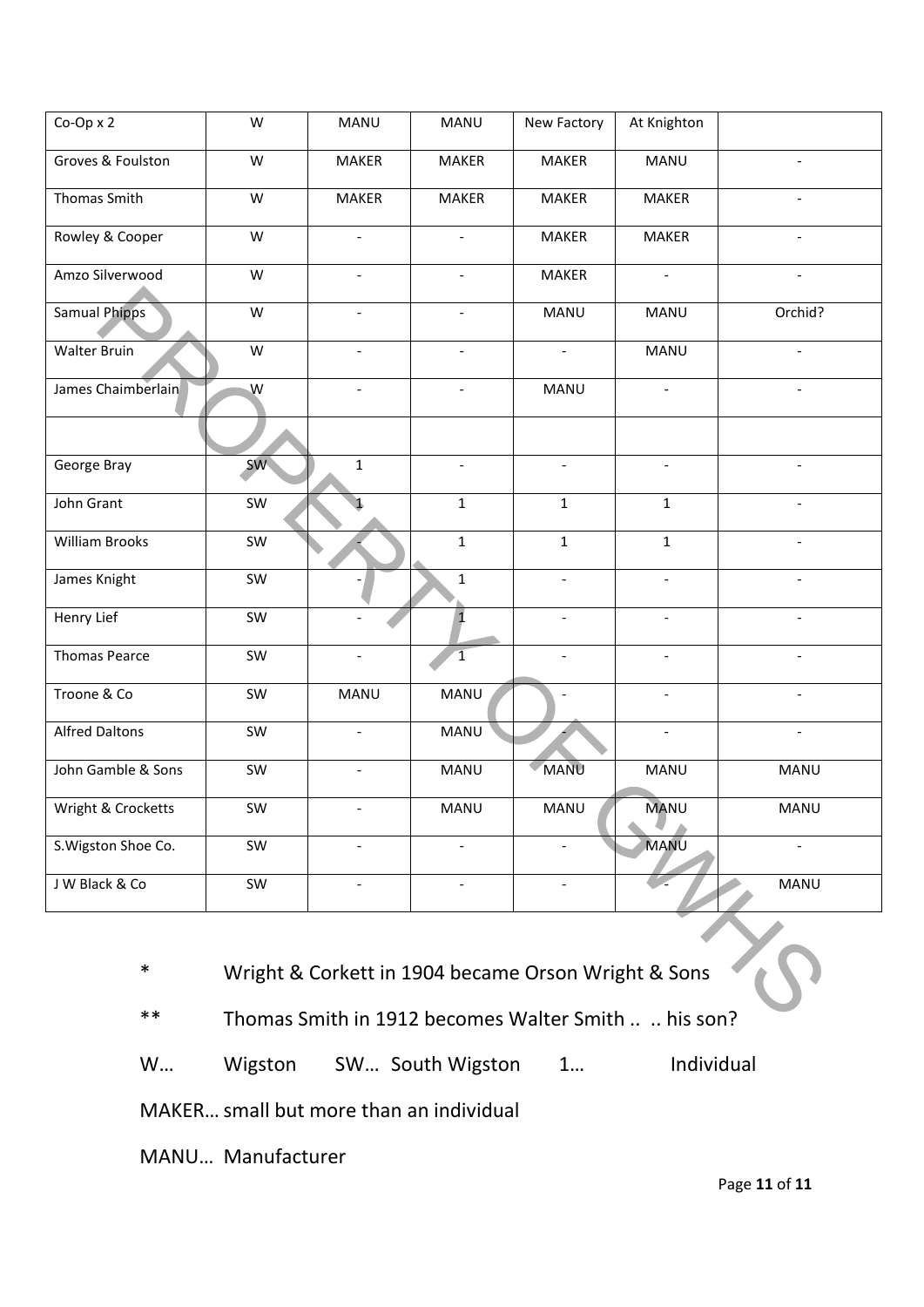| | | | | | | |
|---|---|---|---|---|---|---|
| Co-Op x 2 | W | MANU | MANU | New Factory | At Knighton | |
| Groves & Foulston | W | MAKER | MAKER | MAKER | MANU | - |
| Thomas Smith | W | MAKER | MAKER | MAKER | MAKER | - |
| Rowley & Cooper | W | - | - | MAKER | MAKER | - |
| Amzo Silverwood | W | - | - | MAKER | - | - |
| Samual Phipps | W | - | - | MANU | MANU | Orchid? |
| Walter Bruin | W | - | - | - | MANU | - |
| James Chaimberlain | W | - | - | MANU | - | - |
| | | | | | | |
| George Bray | SW | 1 | - | - | - | - |
| John Grant | SW | 1 | 1 | 1 | 1 | - |
| William Brooks | SW | - | 1 | 1 | 1 | - |
| James Knight | SW | - | 1 | - | - | - |
| Henry Lief | SW | - | 1 | - | - | - |
| Thomas Pearce | SW | - | 1 | - | - | - |
| Troone & Co | SW | MANU | MANU | - | - | - |
| Alfred Daltons | SW | - | MANU | - | - | - |
| John Gamble & Sons | SW | - | MANU | MANU | MANU | MANU |
| Wright & Crocketts | SW | - | MANU | MANU | MANU | MANU |
| S.Wigston Shoe Co. | SW | - | - | - | MANU | - |
| J W Black & Co | SW | - | - | - | - | MANU |

\* Wright & Corkett in 1904 became Orson Wright & Sons

\*\* Thomas Smith in 1912 becomes Walter Smith .. .. his son?

W… Wigston SW… South Wigston 1… Individual

MAKER… small but more than an individual

MANU… Manufacturer